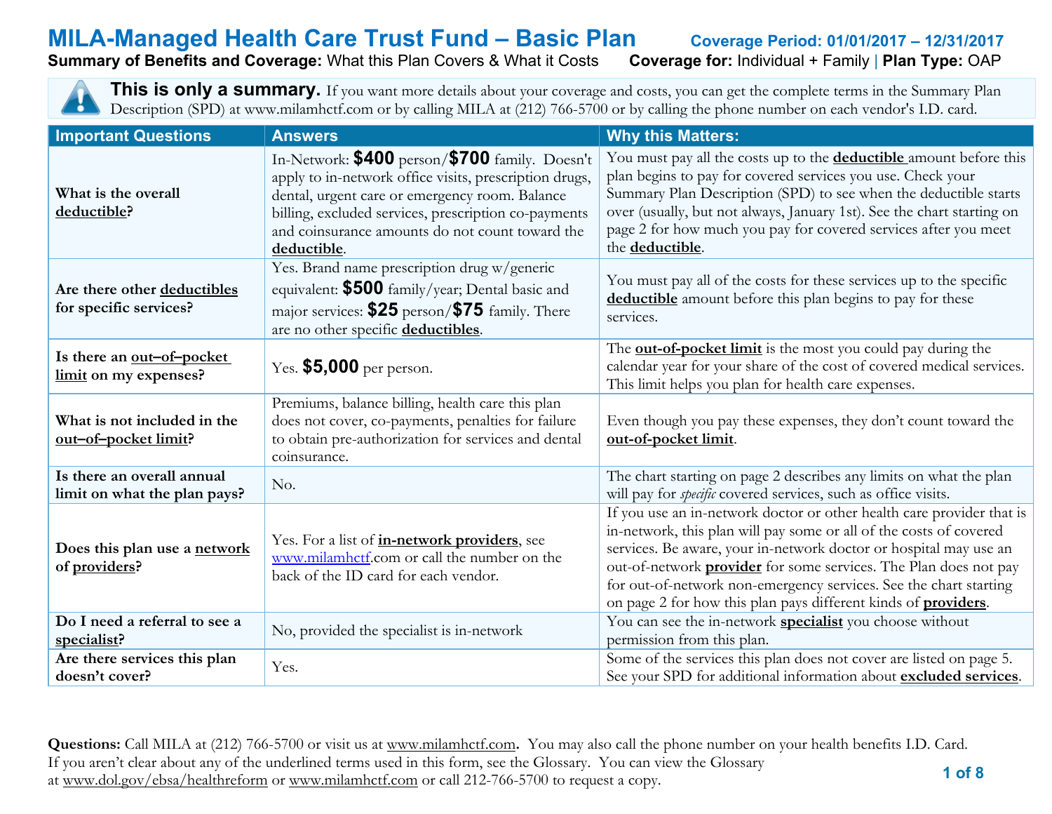# MILA-Managed Health Care Trust Fund – Basic Plan

**Coverage Period: 01/01/2017 – 12/31/2017**

**Summary of Benefits and Coverage:** What this Plan Covers & What it Costs **Coverage for:** Individual + Family | **Plan Type:** OAP

**This is only a summary.** If you want more details about your coverage and costs, you can get the complete terms in the Summary Plan Description (SPD) at www.milamhctf.com or by calling MILA at (212) 766-5700 or by calling the phone number on each vendor's I.D. card.

| Important Questions | Answers | Why this Matters: |
|---|---|---|
| **What is the overall deductible?** | In-Network: **$400** person/**$700** family. Doesn't apply to in-network office visits, prescription drugs, dental, urgent care or emergency room. Balance billing, excluded services, prescription co-payments and coinsurance amounts do not count toward the **deductible**. | You must pay all the costs up to the **deductible** amount before this plan begins to pay for covered services you use. Check your Summary Plan Description (SPD) to see when the deductible starts over (usually, but not always, January 1st). See the chart starting on page 2 for how much you pay for covered services after you meet the **deductible**. |
| **Are there other deductibles for specific services?** | Yes. Brand name prescription drug w/generic equivalent: **$500** family/year; Dental basic and major services: **$25** person/**$75** family. There are no other specific **deductibles**. | You must pay all of the costs for these services up to the specific **deductible** amount before this plan begins to pay for these services. |
| **Is there an out–of–pocket limit on my expenses?** | Yes. **$5,000** per person. | The **out-of-pocket limit** is the most you could pay during the calendar year for your share of the cost of covered medical services. This limit helps you plan for health care expenses. |
| **What is not included in the out–of–pocket limit?** | Premiums, balance billing, health care this plan does not cover, co-payments, penalties for failure to obtain pre-authorization for services and dental coinsurance. | Even though you pay these expenses, they don't count toward the **out-of-pocket limit**. |
| **Is there an overall annual limit on what the plan pays?** | No. | The chart starting on page 2 describes any limits on what the plan will pay for *specific* covered services, such as office visits. |
| **Does this plan use a network of providers?** | Yes. For a list of **in-network providers**, see www.milamhctf.com or call the number on the back of the ID card for each vendor. | If you use an in-network doctor or other health care provider that is in-network, this plan will pay some or all of the costs of covered services. Be aware, your in-network doctor or hospital may use an out-of-network **provider** for some services. The Plan does not pay for out-of-network non-emergency services. See the chart starting on page 2 for how this plan pays different kinds of **providers**. |
| **Do I need a referral to see a specialist?** | No, provided the specialist is in-network | You can see the in-network **specialist** you choose without permission from this plan. |
| **Are there services this plan doesn't cover?** | Yes. | Some of the services this plan does not cover are listed on page 5. See your SPD for additional information about **excluded services**. |

**Questions:** Call MILA at (212) 766-5700 or visit us at www.milamhctf.com**.** You may also call the phone number on your health benefits I.D. Card. If you aren't clear about any of the underlined terms used in this form, see the Glossary. You can view the Glossary at www.dol.gov/ebsa/healthreform or www.milamhctf.com or call 212-766-5700 to request a copy.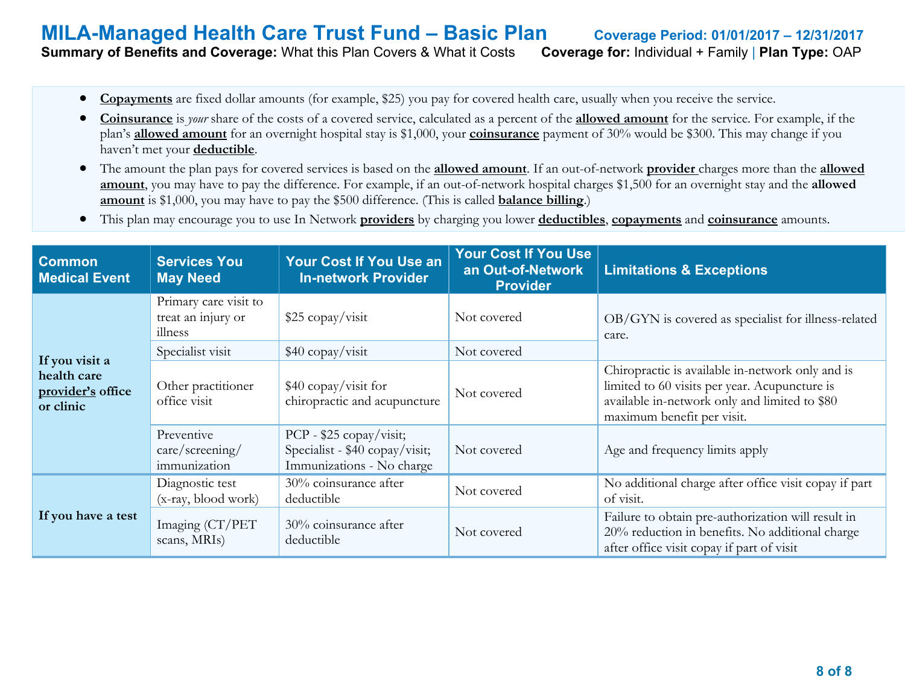# MILA-Managed Health Care Trust Fund – Basic Plan

**Coverage Period: 01/01/2017 – 12/31/2017**

**Summary of Benefits and Coverage:** What this Plan Covers & What it Costs **Coverage for:** Individual + Family | **Plan Type:** OAP

- **Copayments** are fixed dollar amounts (for example, $25) you pay for covered health care, usually when you receive the service.
- **Coinsurance** is *your* share of the costs of a covered service, calculated as a percent of the **allowed amount** for the service. For example, if the plan's **allowed amount** for an overnight hospital stay is $1,000, your **coinsurance** payment of 30% would be $300. This may change if you haven't met your **deductible**.
- The amount the plan pays for covered services is based on the **allowed amount**. If an out-of-network **provider** charges more than the **allowed amount**, you may have to pay the difference. For example, if an out-of-network hospital charges $1,500 for an overnight stay and the **allowed amount** is $1,000, you may have to pay the $500 difference. (This is called **balance billing**.)
- This plan may encourage you to use In Network **providers** by charging you lower **deductibles**, **copayments** and **coinsurance** amounts.

| Common Medical Event | Services You May Need | Your Cost If You Use an In-network Provider | Your Cost If You Use an Out-of-Network Provider | Limitations & Exceptions |
|---|---|---|---|---|
| **If you visit a health care provider's office or clinic** | Primary care visit to treat an injury or illness | $25 copay/visit | Not covered | OB/GYN is covered as specialist for illness-related care. |
| | Specialist visit | $40 copay/visit | Not covered | |
| | Other practitioner office visit | $40 copay/visit for chiropractic and acupuncture | Not covered | Chiropractic is available in-network only and is limited to 60 visits per year. Acupuncture is available in-network only and limited to $80 maximum benefit per visit. |
| | Preventive care/screening/ immunization | PCP - $25 copay/visit; Specialist - $40 copay/visit; Immunizations - No charge | Not covered | Age and frequency limits apply |
| **If you have a test** | Diagnostic test (x-ray, blood work) | 30% coinsurance after deductible | Not covered | No additional charge after office visit copay if part of visit. |
| | Imaging (CT/PET scans, MRIs) | 30% coinsurance after deductible | Not covered | Failure to obtain pre-authorization will result in 20% reduction in benefits. No additional charge after office visit copay if part of visit |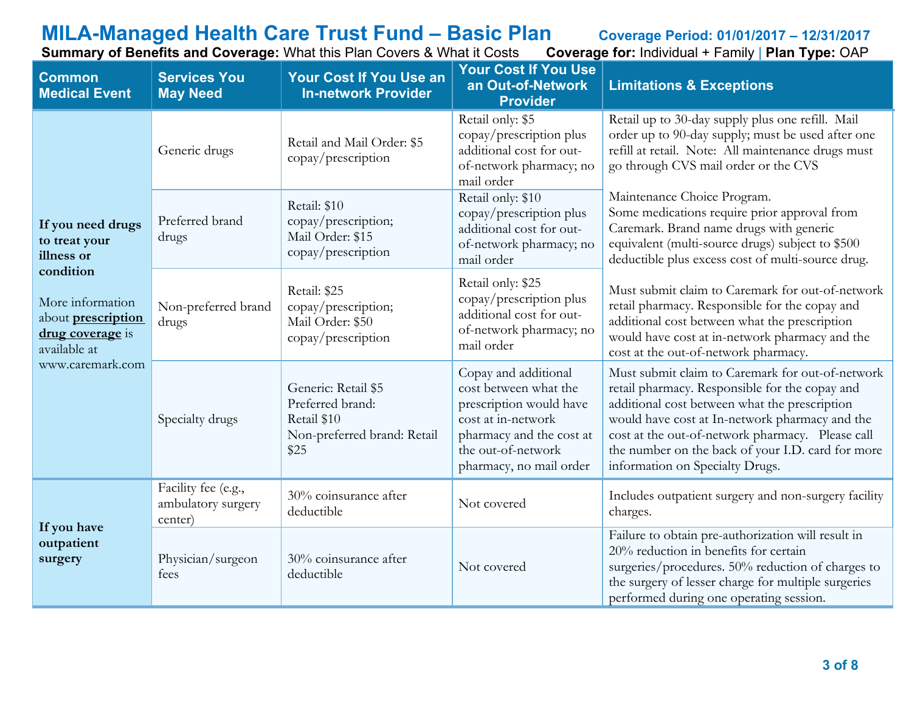# MILA-Managed Health Care Trust Fund – Basic Plan

**Coverage Period: 01/01/2017 – 12/31/2017**

**Summary of Benefits and Coverage:** What this Plan Covers & What it Costs **Coverage for:** Individual + Family | **Plan Type:** OAP

| Common Medical Event | Services You May Need | Your Cost If You Use an In-network Provider | Your Cost If You Use an Out-of-Network Provider | Limitations & Exceptions |
|---|---|---|---|---|
| **If you need drugs to treat your illness or condition** More information about **prescription drug coverage** is available at www.caremark.com | Generic drugs | Retail and Mail Order: $5 copay/prescription | Retail only: $5 copay/prescription plus additional cost for out-of-network pharmacy; no mail order | Retail up to 30-day supply plus one refill. Mail order up to 90-day supply; must be used after one refill at retail. Note: All maintenance drugs must go through CVS mail order or the CVS Maintenance Choice Program. Some medications require prior approval from Caremark. Brand name drugs with generic equivalent (multi-source drugs) subject to $500 deductible plus excess cost of multi-source drug. Must submit claim to Caremark for out-of-network retail pharmacy. Responsible for the copay and additional cost between what the prescription would have cost at in-network pharmacy and the cost at the out-of-network pharmacy. |
| | Preferred brand drugs | Retail: $10 copay/prescription; Mail Order: $15 copay/prescription | Retail only: $10 copay/prescription plus additional cost for out-of-network pharmacy; no mail order | |
| | Non-preferred brand drugs | Retail: $25 copay/prescription; Mail Order: $50 copay/prescription | Retail only: $25 copay/prescription plus additional cost for out-of-network pharmacy; no mail order | |
| | Specialty drugs | Generic: Retail $5 Preferred brand: Retail $10 Non-preferred brand: Retail $25 | Copay and additional cost between what the prescription would have cost at in-network pharmacy and the cost at the out-of-network pharmacy, no mail order | Must submit claim to Caremark for out-of-network retail pharmacy. Responsible for the copay and additional cost between what the prescription would have cost at In-network pharmacy and the cost at the out-of-network pharmacy. Please call the number on the back of your I.D. card for more information on Specialty Drugs. |
| **If you have outpatient surgery** | Facility fee (e.g., ambulatory surgery center) | 30% coinsurance after deductible | Not covered | Includes outpatient surgery and non-surgery facility charges. |
| | Physician/surgeon fees | 30% coinsurance after deductible | Not covered | Failure to obtain pre-authorization will result in 20% reduction in benefits for certain surgeries/procedures. 50% reduction of charges to the surgery of lesser charge for multiple surgeries performed during one operating session. |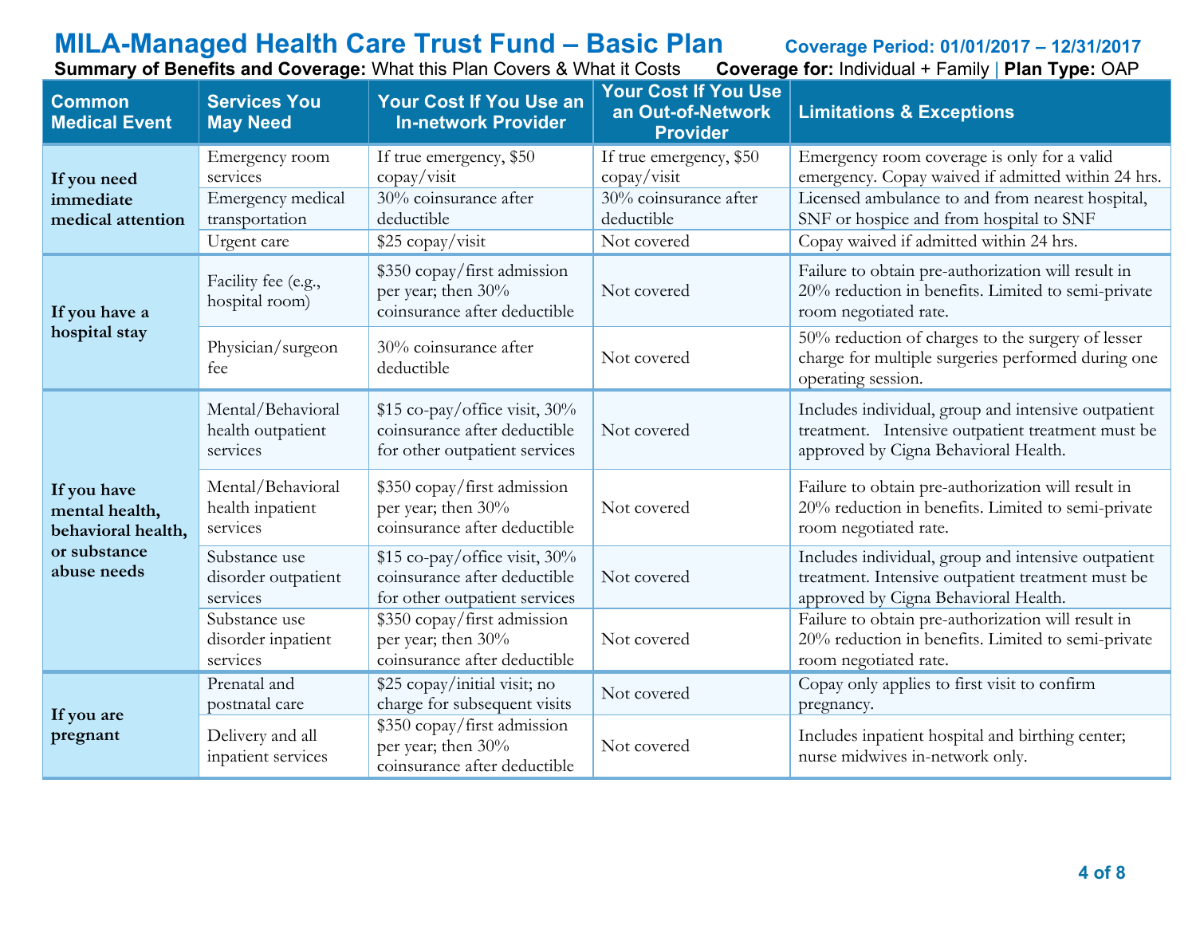# MILA-Managed Health Care Trust Fund – Basic Plan

**Coverage Period: 01/01/2017 – 12/31/2017**

**Summary of Benefits and Coverage:** What this Plan Covers & What it Costs **Coverage for:** Individual + Family | **Plan Type:** OAP

| Common Medical Event | Services You May Need | Your Cost If You Use an In-network Provider | Your Cost If You Use an Out-of-Network Provider | Limitations & Exceptions |
|---|---|---|---|---|
| **If you need immediate medical attention** | Emergency room services | If true emergency, $50 copay/visit | If true emergency, $50 copay/visit | Emergency room coverage is only for a valid emergency. Copay waived if admitted within 24 hrs. |
| | Emergency medical transportation | 30% coinsurance after deductible | 30% coinsurance after deductible | Licensed ambulance to and from nearest hospital, SNF or hospice and from hospital to SNF |
| | Urgent care | $25 copay/visit | Not covered | Copay waived if admitted within 24 hrs. |
| **If you have a hospital stay** | Facility fee (e.g., hospital room) | $350 copay/first admission per year; then 30% coinsurance after deductible | Not covered | Failure to obtain pre-authorization will result in 20% reduction in benefits. Limited to semi-private room negotiated rate. |
| | Physician/surgeon fee | 30% coinsurance after deductible | Not covered | 50% reduction of charges to the surgery of lesser charge for multiple surgeries performed during one operating session. |
| **If you have mental health, behavioral health, or substance abuse needs** | Mental/Behavioral health outpatient services | $15 co-pay/office visit, 30% coinsurance after deductible for other outpatient services | Not covered | Includes individual, group and intensive outpatient treatment. Intensive outpatient treatment must be approved by Cigna Behavioral Health. |
| | Mental/Behavioral health inpatient services | $350 copay/first admission per year; then 30% coinsurance after deductible | Not covered | Failure to obtain pre-authorization will result in 20% reduction in benefits. Limited to semi-private room negotiated rate. |
| | Substance use disorder outpatient services | $15 co-pay/office visit, 30% coinsurance after deductible for other outpatient services | Not covered | Includes individual, group and intensive outpatient treatment. Intensive outpatient treatment must be approved by Cigna Behavioral Health. |
| | Substance use disorder inpatient services | $350 copay/first admission per year; then 30% coinsurance after deductible | Not covered | Failure to obtain pre-authorization will result in 20% reduction in benefits. Limited to semi-private room negotiated rate. |
| **If you are pregnant** | Prenatal and postnatal care | $25 copay/initial visit; no charge for subsequent visits | Not covered | Copay only applies to first visit to confirm pregnancy. |
| | Delivery and all inpatient services | $350 copay/first admission per year; then 30% coinsurance after deductible | Not covered | Includes inpatient hospital and birthing center; nurse midwives in-network only. |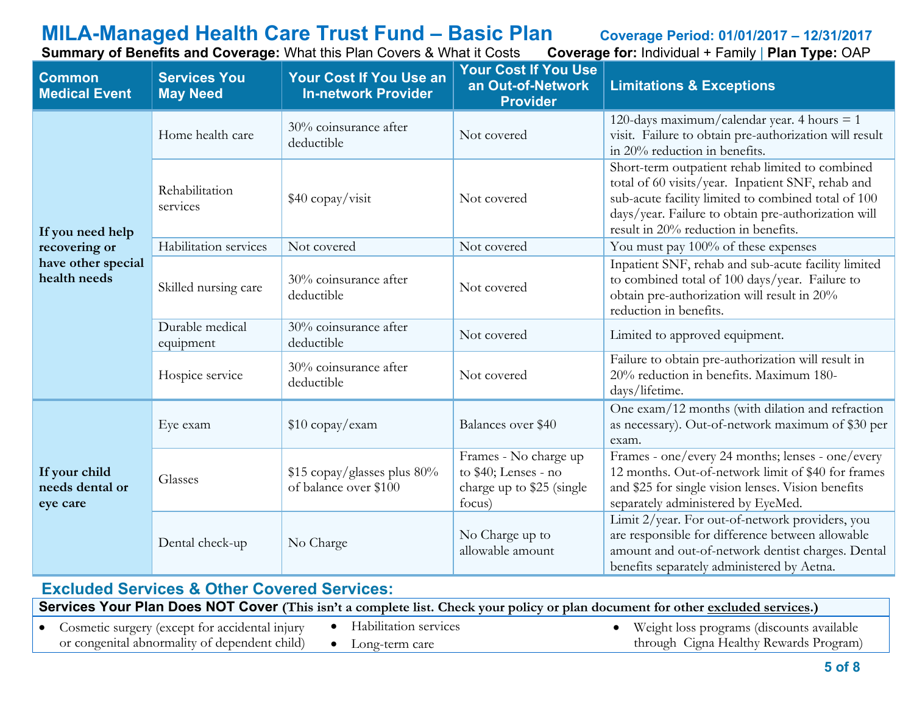# MILA-Managed Health Care Trust Fund – Basic Plan

**Coverage Period: 01/01/2017 – 12/31/2017**

**Summary of Benefits and Coverage:** What this Plan Covers & What it Costs **Coverage for:** Individual + Family | **Plan Type:** OAP

| Common Medical Event | Services You May Need | Your Cost If You Use an In-network Provider | Your Cost If You Use an Out-of-Network Provider | Limitations & Exceptions |
|---|---|---|---|---|
| **If you need help recovering or have other special health needs** | Home health care | 30% coinsurance after deductible | Not covered | 120-days maximum/calendar year. 4 hours = 1 visit. Failure to obtain pre-authorization will result in 20% reduction in benefits. |
| | Rehabilitation services | $40 copay/visit | Not covered | Short-term outpatient rehab limited to combined total of 60 visits/year. Inpatient SNF, rehab and sub-acute facility limited to combined total of 100 days/year. Failure to obtain pre-authorization will result in 20% reduction in benefits. |
| | Habilitation services | Not covered | Not covered | You must pay 100% of these expenses |
| | Skilled nursing care | 30% coinsurance after deductible | Not covered | Inpatient SNF, rehab and sub-acute facility limited to combined total of 100 days/year. Failure to obtain pre-authorization will result in 20% reduction in benefits. |
| | Durable medical equipment | 30% coinsurance after deductible | Not covered | Limited to approved equipment. |
| | Hospice service | 30% coinsurance after deductible | Not covered | Failure to obtain pre-authorization will result in 20% reduction in benefits. Maximum 180-days/lifetime. |
| **If your child needs dental or eye care** | Eye exam | $10 copay/exam | Balances over $40 | One exam/12 months (with dilation and refraction as necessary). Out-of-network maximum of $30 per exam. |
| | Glasses | $15 copay/glasses plus 80% of balance over $100 | Frames - No charge up to $40; Lenses - no charge up to $25 (single focus) | Frames - one/every 24 months; lenses - one/every 12 months. Out-of-network limit of $40 for frames and $25 for single vision lenses. Vision benefits separately administered by EyeMed. |
| | Dental check-up | No Charge | No Charge up to allowable amount | Limit 2/year. For out-of-network providers, you are responsible for difference between allowable amount and out-of-network dentist charges. Dental benefits separately administered by Aetna. |

## Excluded Services & Other Covered Services:

**Services Your Plan Does NOT Cover (This isn't a complete list. Check your policy or plan document for other excluded services.)**

- Cosmetic surgery (except for accidental injury or congenital abnormality of dependent child)
- Habilitation services
- Long-term care
- Weight loss programs (discounts available through Cigna Healthy Rewards Program)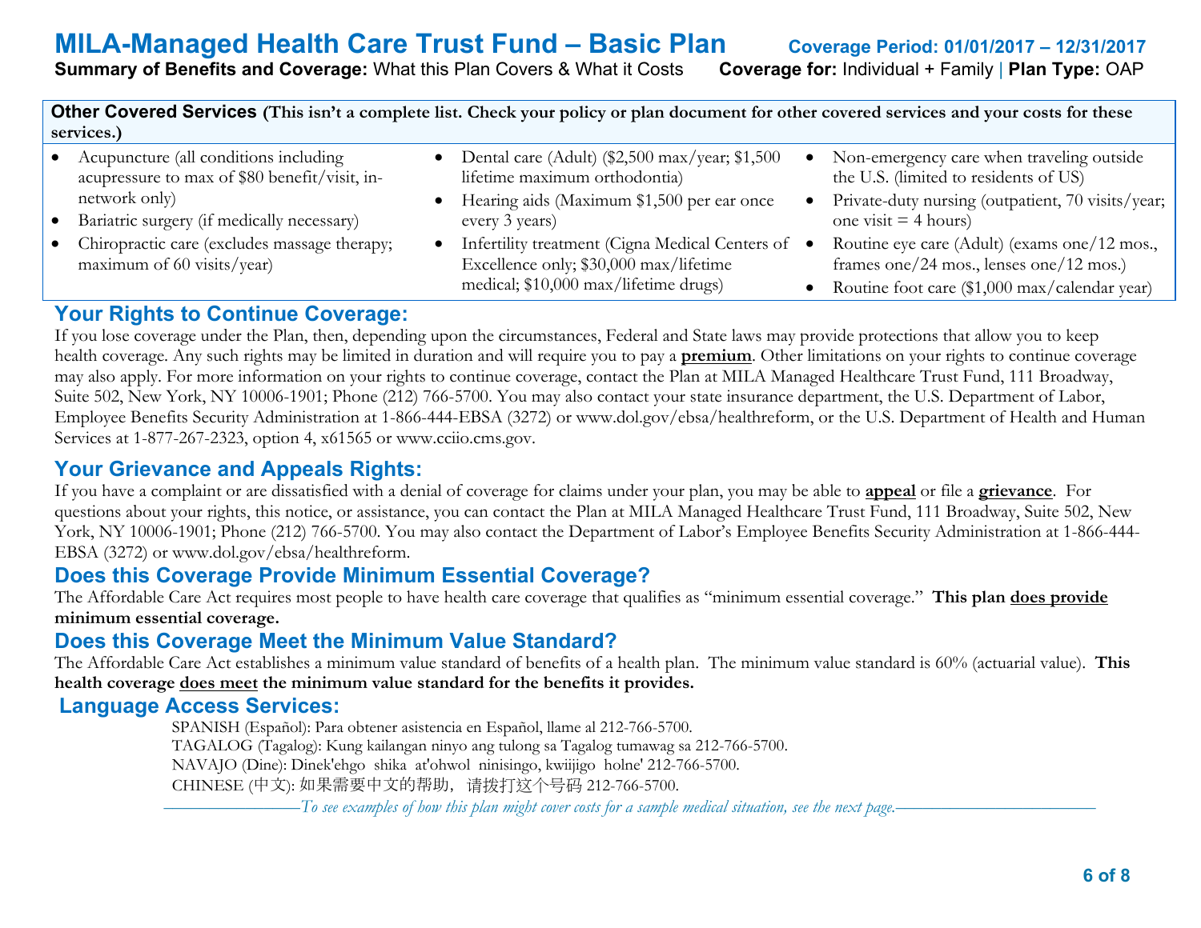**Other Covered Services (This isn't a complete list. Check your policy or plan document for other covered services and your costs for these services.)**

- Acupuncture (all conditions including acupressure to max of $80 benefit/visit, in-network only)
- Bariatric surgery (if medically necessary)
- Chiropractic care (excludes massage therapy; maximum of 60 visits/year)
- Dental care (Adult) ($2,500 max/year; $1,500 lifetime maximum orthodontia)
- Hearing aids (Maximum $1,500 per ear once every 3 years)
- Infertility treatment (Cigna Medical Centers of Excellence only; $30,000 max/lifetime medical; $10,000 max/lifetime drugs)
- Non-emergency care when traveling outside the U.S. (limited to residents of US)
- Private-duty nursing (outpatient, 70 visits/year; one visit = 4 hours)
- Routine eye care (Adult) (exams one/12 mos., frames one/24 mos., lenses one/12 mos.)
- Routine foot care ($1,000 max/calendar year)

## Your Rights to Continue Coverage:

If you lose coverage under the Plan, then, depending upon the circumstances, Federal and State laws may provide protections that allow you to keep health coverage. Any such rights may be limited in duration and will require you to pay a **premium**. Other limitations on your rights to continue coverage may also apply. For more information on your rights to continue coverage, contact the Plan at MILA Managed Healthcare Trust Fund, 111 Broadway, Suite 502, New York, NY 10006-1901; Phone (212) 766-5700. You may also contact your state insurance department, the U.S. Department of Labor, Employee Benefits Security Administration at 1-866-444-EBSA (3272) or www.dol.gov/ebsa/healthreform, or the U.S. Department of Health and Human Services at 1-877-267-2323, option 4, x61565 or www.cciio.cms.gov.

## Your Grievance and Appeals Rights:

If you have a complaint or are dissatisfied with a denial of coverage for claims under your plan, you may be able to **appeal** or file a **grievance**. For questions about your rights, this notice, or assistance, you can contact the Plan at MILA Managed Healthcare Trust Fund, 111 Broadway, Suite 502, New York, NY 10006-1901; Phone (212) 766-5700. You may also contact the Department of Labor's Employee Benefits Security Administration at 1-866-444-EBSA (3272) or www.dol.gov/ebsa/healthreform.

## Does this Coverage Provide Minimum Essential Coverage?

The Affordable Care Act requires most people to have health care coverage that qualifies as "minimum essential coverage." **This plan does provide minimum essential coverage.**

## Does this Coverage Meet the Minimum Value Standard?

The Affordable Care Act establishes a minimum value standard of benefits of a health plan. The minimum value standard is 60% (actuarial value). **This health coverage does meet the minimum value standard for the benefits it provides.**

## Language Access Services:

SPANISH (Español): Para obtener asistencia en Español, llame al 212-766-5700.
TAGALOG (Tagalog): Kung kailangan ninyo ang tulong sa Tagalog tumawag sa 212-766-5700.
NAVAJO (Dine): Dinek'ehgo shika at'ohwol ninisingo, kwiijigo holne' 212-766-5700.
CHINESE (中文): 如果需要中文的帮助，请拨打这个号码 212-766-5700.

*To see examples of how this plan might cover costs for a sample medical situation, see the next page.*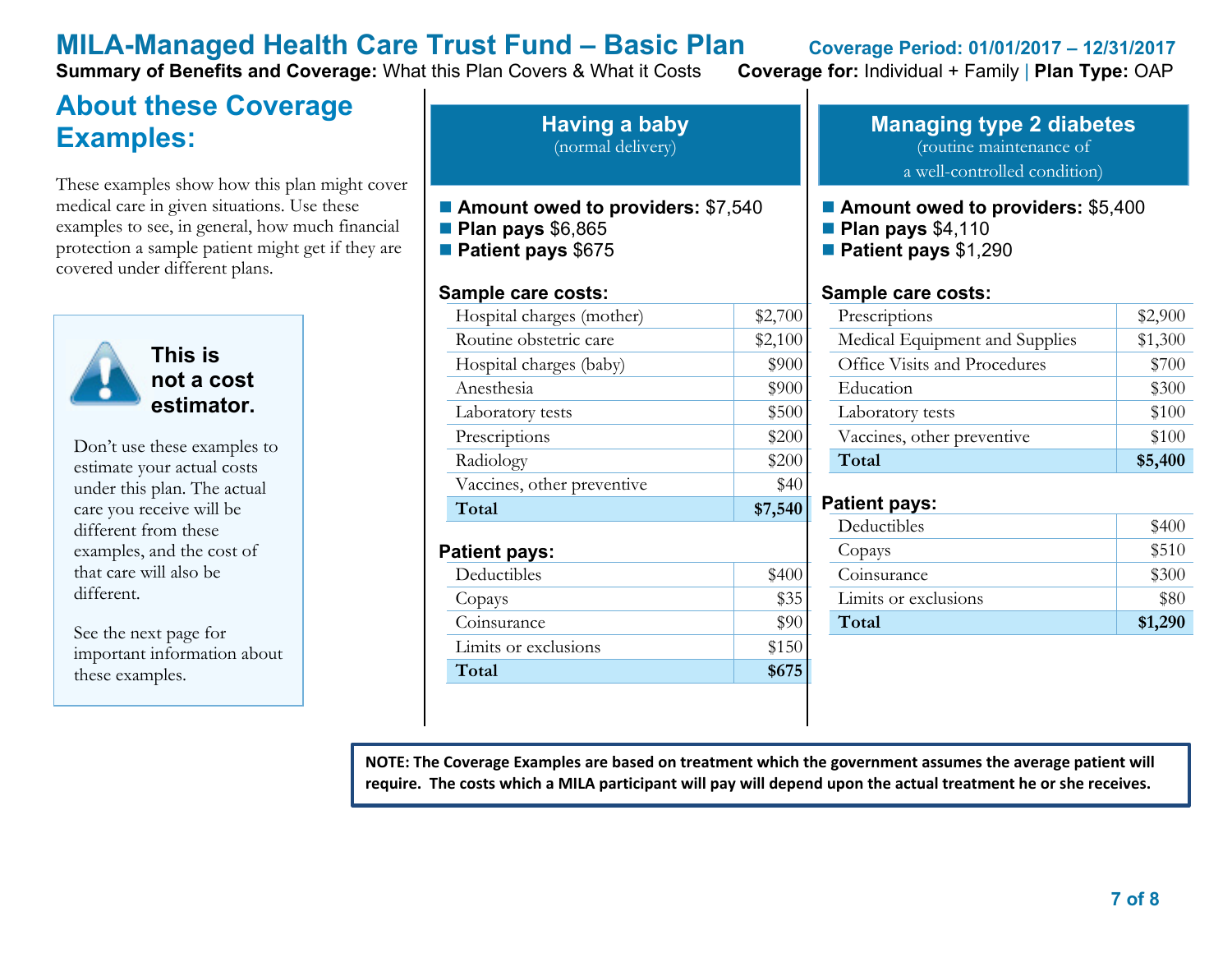# MILA-Managed Health Care Trust Fund – Basic Plan

**Coverage Period: 01/01/2017 – 12/31/2017**

**Summary of Benefits and Coverage:** What this Plan Covers & What it Costs **Coverage for:** Individual + Family | **Plan Type:** OAP

## About these Coverage Examples:

These examples show how this plan might cover medical care in given situations. Use these examples to see, in general, how much financial protection a sample patient might get if they are covered under different plans.

**This is not a cost estimator.**

Don't use these examples to estimate your actual costs under this plan. The actual care you receive will be different from these examples, and the cost of that care will also be different.

See the next page for important information about these examples.

## Having a baby
(normal delivery)

- **Amount owed to providers:** $7,540
- **Plan pays** $6,865
- **Patient pays** $675

**Sample care costs:**

| | |
|---|---|
| Hospital charges (mother) | $2,700 |
| Routine obstetric care | $2,100 |
| Hospital charges (baby) | $900 |
| Anesthesia | $900 |
| Laboratory tests | $500 |
| Prescriptions | $200 |
| Radiology | $200 |
| Vaccines, other preventive | $40 |
| **Total** | **$7,540** |

**Patient pays:**

| | |
|---|---|
| Deductibles | $400 |
| Copays | $35 |
| Coinsurance | $90 |
| Limits or exclusions | $150 |
| **Total** | **$675** |

## Managing type 2 diabetes
(routine maintenance of a well-controlled condition)

- **Amount owed to providers:** $5,400
- **Plan pays** $4,110
- **Patient pays** $1,290

**Sample care costs:**

| | |
|---|---|
| Prescriptions | $2,900 |
| Medical Equipment and Supplies | $1,300 |
| Office Visits and Procedures | $700 |
| Education | $300 |
| Laboratory tests | $100 |
| Vaccines, other preventive | $100 |
| **Total** | **$5,400** |

**Patient pays:**

| | |
|---|---|
| Deductibles | $400 |
| Copays | $510 |
| Coinsurance | $300 |
| Limits or exclusions | $80 |
| **Total** | **$1,290** |

**NOTE: The Coverage Examples are based on treatment which the government assumes the average patient will require. The costs which a MILA participant will pay will depend upon the actual treatment he or she receives.**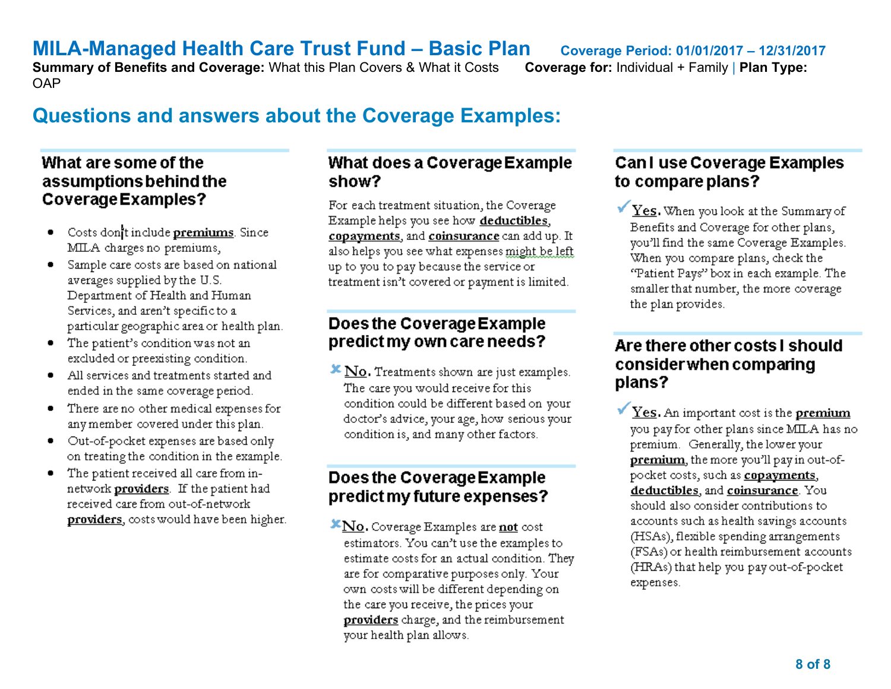# MILA-Managed Health Care Trust Fund – Basic Plan

**Coverage Period: 01/01/2017 – 12/31/2017**

**Summary of Benefits and Coverage:** What this Plan Covers & What it Costs **Coverage for:** Individual + Family | **Plan Type:** OAP

## Questions and answers about the Coverage Examples:

### What are some of the assumptions behind the Coverage Examples?

- Costs don't include **premiums**. Since MILA charges no premiums,
- Sample care costs are based on national averages supplied by the U.S. Department of Health and Human Services, and aren't specific to a particular geographic area or health plan.
- The patient's condition was not an excluded or preexisting condition.
- All services and treatments started and ended in the same coverage period.
- There are no other medical expenses for any member covered under this plan.
- Out-of-pocket expenses are based only on treating the condition in the example.
- The patient received all care from in-network **providers**. If the patient had received care from out-of-network **providers**, costs would have been higher.

### What does a Coverage Example show?

For each treatment situation, the Coverage Example helps you see how **deductibles**, **copayments**, and **coinsurance** can add up. It also helps you see what expenses might be left up to you to pay because the service or treatment isn't covered or payment is limited.

### Does the Coverage Example predict my own care needs?

✘ **No.** Treatments shown are just examples. The care you would receive for this condition could be different based on your doctor's advice, your age, how serious your condition is, and many other factors.

### Does the Coverage Example predict my future expenses?

✘ **No.** Coverage Examples are **not** cost estimators. You can't use the examples to estimate costs for an actual condition. They are for comparative purposes only. Your own costs will be different depending on the care you receive, the prices your **providers** charge, and the reimbursement your health plan allows.

### Can I use Coverage Examples to compare plans?

✓ **Yes.** When you look at the Summary of Benefits and Coverage for other plans, you'll find the same Coverage Examples. When you compare plans, check the "Patient Pays" box in each example. The smaller that number, the more coverage the plan provides.

### Are there other costs I should consider when comparing plans?

✓ **Yes.** An important cost is the **premium** you pay for other plans since MILA has no premium. Generally, the lower your **premium**, the more you'll pay in out-of-pocket costs, such as **copayments**, **deductibles**, and **coinsurance**. You should also consider contributions to accounts such as health savings accounts (HSAs), flexible spending arrangements (FSAs) or health reimbursement accounts (HRAs) that help you pay out-of-pocket expenses.